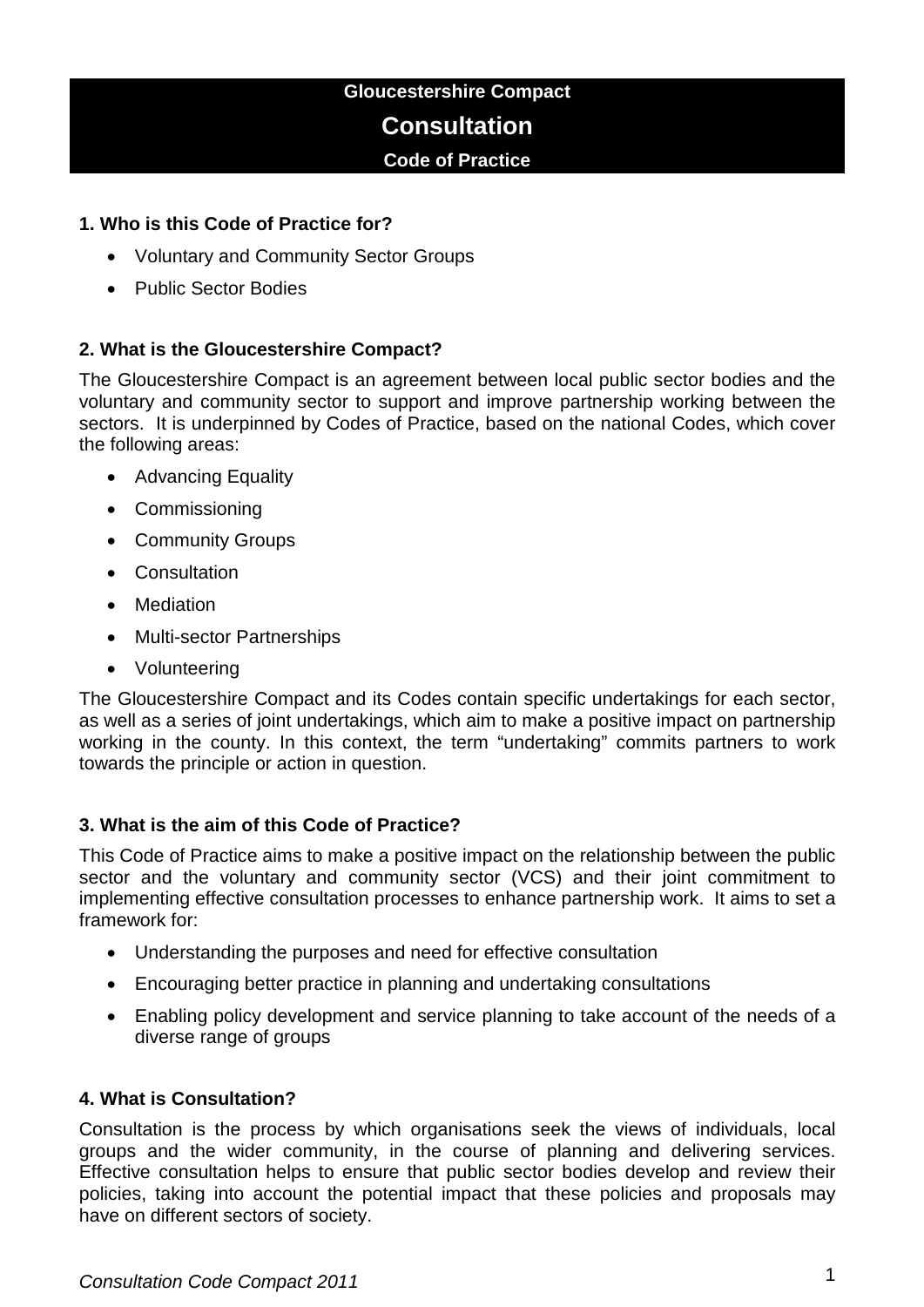# Gloucestershire Compact

# Consultation

## Code of Practice

### 1. Who is this Code of Practice for?

- Voluntary and Community Sector Groups
- Public Sector Bodies

### 2. What is the Gloucestershire Compact?

The Gloucestershire Compact is an agreement between local public sector bodies and the voluntary and community sector to support and improve partnership working between the sectors. It is underpinned by Codes of Practice, based on the national Codes, which cover the following areas:

- Advancing Equality
- Commissioning
- Community Groups
- Consultation
- Mediation
- Multi-sector Partnerships
- Volunteering

The Gloucestershire Compact and its Codes contain specific undertakings for each sector, as well as a series of joint undertakings, which aim to make a positive impact on partnership working in the county. In this context, the term "undertaking" commits partners to work towards the principle or action in question.

### 3. What is the aim of this Code of Practice?

This Code of Practice aims to make a positive impact on the relationship between the public sector and the voluntary and community sector (VCS) and their joint commitment to implementing effective consultation processes to enhance partnership work. It aims to set a framework for:

- Understanding the purposes and need for effective consultation
- Encouraging better practice in planning and undertaking consultations
- Enabling policy development and service planning to take account of the needs of a diverse range of groups

### 4. What is Consultation?

Consultation is the process by which organisations seek the views of individuals, local groups and the wider community, in the course of planning and delivering services. Effective consultation helps to ensure that public sector bodies develop and review their policies, taking into account the potential impact that these policies and proposals may have on different sectors of society.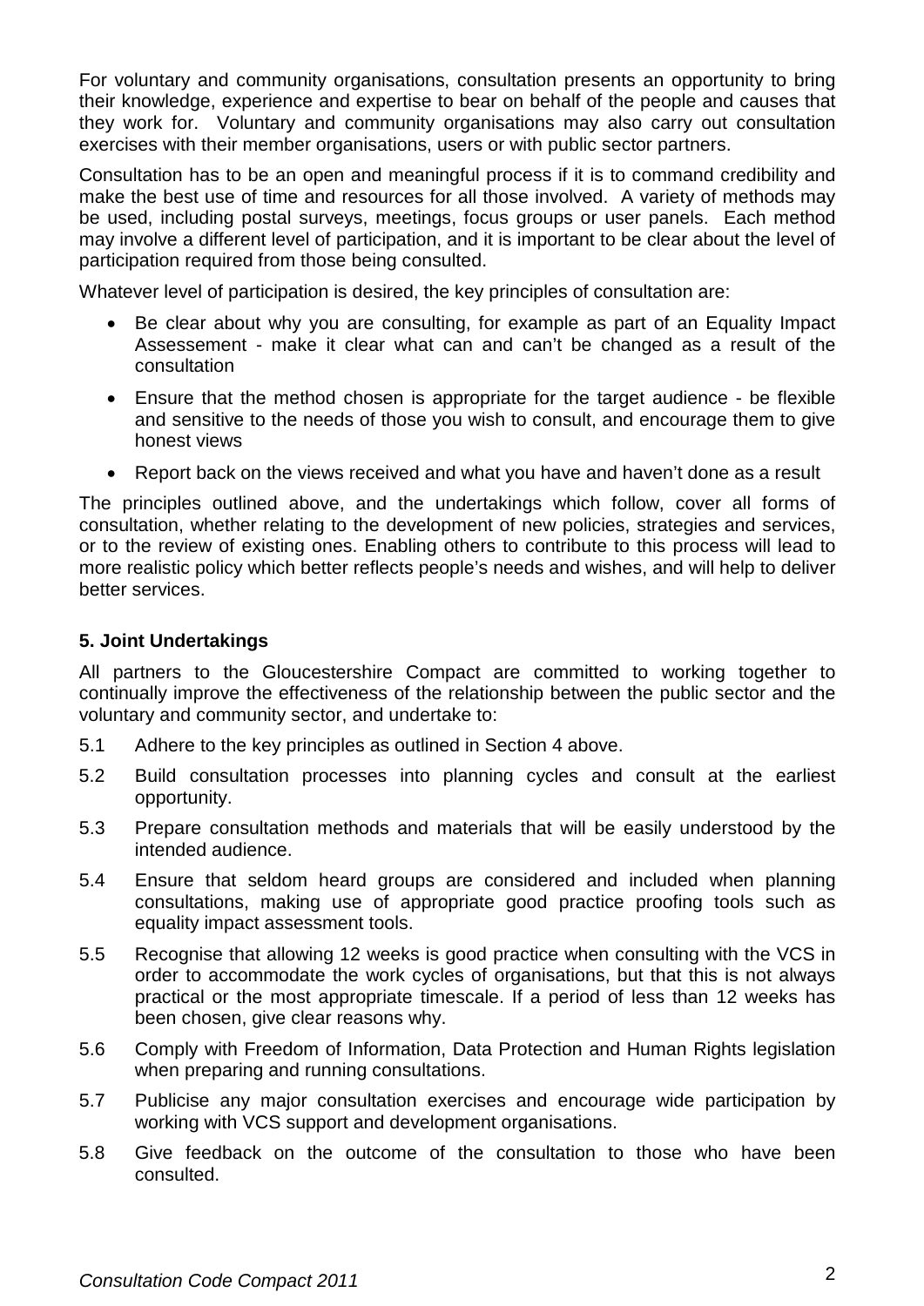For voluntary and community organisations, consultation presents an opportunity to bring their knowledge, experience and expertise to bear on behalf of the people and causes that they work for. Voluntary and community organisations may also carry out consultation exercises with their member organisations, users or with public sector partners.

Consultation has to be an open and meaningful process if it is to command credibility and make the best use of time and resources for all those involved. A variety of methods may be used, including postal surveys, meetings, focus groups or user panels. Each method may involve a different level of participation, and it is important to be clear about the level of participation required from those being consulted.

Whatever level of participation is desired, the key principles of consultation are:

- Be clear about why you are consulting, for example as part of an Equality Impact Assessement - make it clear what can and can't be changed as a result of the consultation
- Ensure that the method chosen is appropriate for the target audience - be flexible and sensitive to the needs of those you wish to consult, and encourage them to give honest views
- Report back on the views received and what you have and haven't done as a result

The principles outlined above, and the undertakings which follow, cover all forms of consultation, whether relating to the development of new policies, strategies and services, or to the review of existing ones. Enabling others to contribute to this process will lead to more realistic policy which better reflects people's needs and wishes, and will help to deliver better services.

## 5. Joint Undertakings

All partners to the Gloucestershire Compact are committed to working together to continually improve the effectiveness of the relationship between the public sector and the voluntary and community sector, and undertake to:

5.1 Adhere to the key principles as outlined in Section 4 above.

5.2 Build consultation processes into planning cycles and consult at the earliest opportunity.

5.3 Prepare consultation methods and materials that will be easily understood by the intended audience.

5.4 Ensure that seldom heard groups are considered and included when planning consultations, making use of appropriate good practice proofing tools such as equality impact assessment tools.

5.5 Recognise that allowing 12 weeks is good practice when consulting with the VCS in order to accommodate the work cycles of organisations, but that this is not always practical or the most appropriate timescale. If a period of less than 12 weeks has been chosen, give clear reasons why.

5.6 Comply with Freedom of Information, Data Protection and Human Rights legislation when preparing and running consultations.

5.7 Publicise any major consultation exercises and encourage wide participation by working with VCS support and development organisations.

5.8 Give feedback on the outcome of the consultation to those who have been consulted.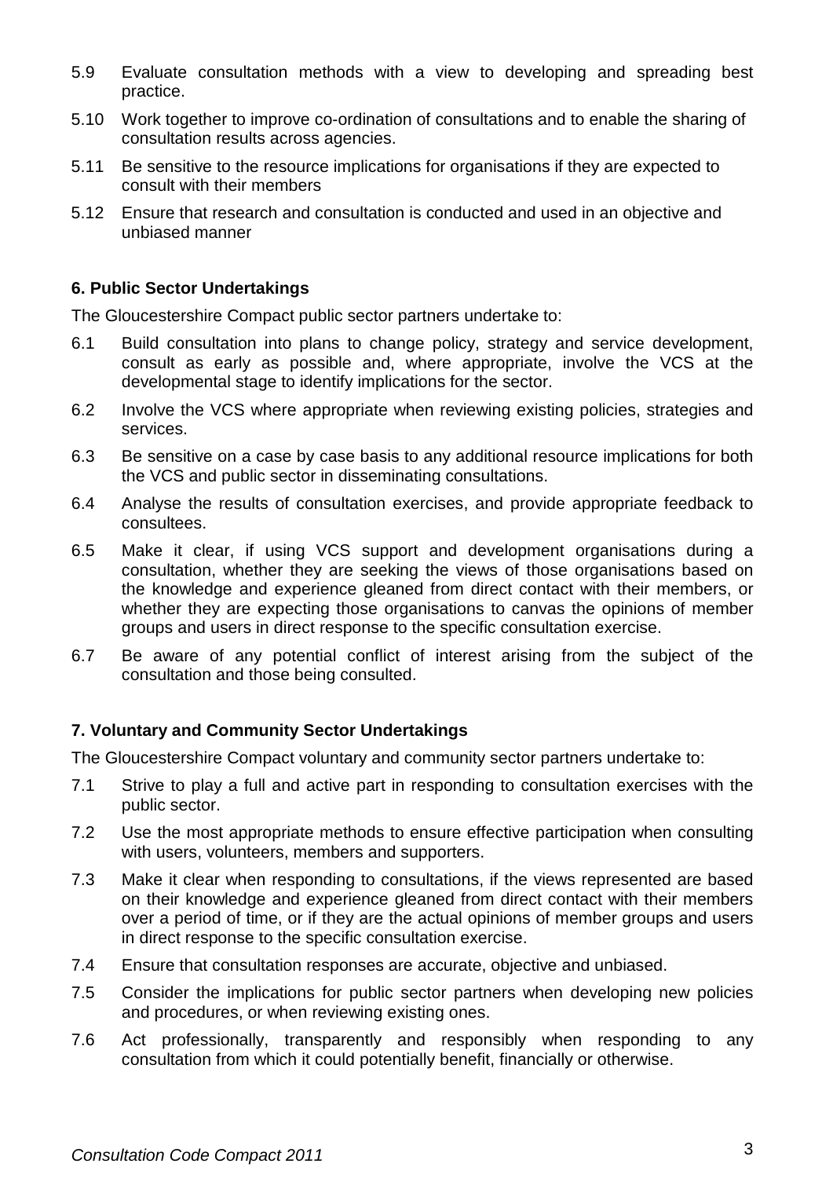5.9 Evaluate consultation methods with a view to developing and spreading best practice.

5.10 Work together to improve co-ordination of consultations and to enable the sharing of consultation results across agencies.

5.11 Be sensitive to the resource implications for organisations if they are expected to consult with their members

5.12 Ensure that research and consultation is conducted and used in an objective and unbiased manner

**6. Public Sector Undertakings**

The Gloucestershire Compact public sector partners undertake to:

6.1 Build consultation into plans to change policy, strategy and service development, consult as early as possible and, where appropriate, involve the VCS at the developmental stage to identify implications for the sector.

6.2 Involve the VCS where appropriate when reviewing existing policies, strategies and services.

6.3 Be sensitive on a case by case basis to any additional resource implications for both the VCS and public sector in disseminating consultations.

6.4 Analyse the results of consultation exercises, and provide appropriate feedback to consultees.

6.5 Make it clear, if using VCS support and development organisations during a consultation, whether they are seeking the views of those organisations based on the knowledge and experience gleaned from direct contact with their members, or whether they are expecting those organisations to canvas the opinions of member groups and users in direct response to the specific consultation exercise.

6.7 Be aware of any potential conflict of interest arising from the subject of the consultation and those being consulted.

**7. Voluntary and Community Sector Undertakings**

The Gloucestershire Compact voluntary and community sector partners undertake to:

7.1 Strive to play a full and active part in responding to consultation exercises with the public sector.

7.2 Use the most appropriate methods to ensure effective participation when consulting with users, volunteers, members and supporters.

7.3 Make it clear when responding to consultations, if the views represented are based on their knowledge and experience gleaned from direct contact with their members over a period of time, or if they are the actual opinions of member groups and users in direct response to the specific consultation exercise.

7.4 Ensure that consultation responses are accurate, objective and unbiased.

7.5 Consider the implications for public sector partners when developing new policies and procedures, or when reviewing existing ones.

7.6 Act professionally, transparently and responsibly when responding to any consultation from which it could potentially benefit, financially or otherwise.